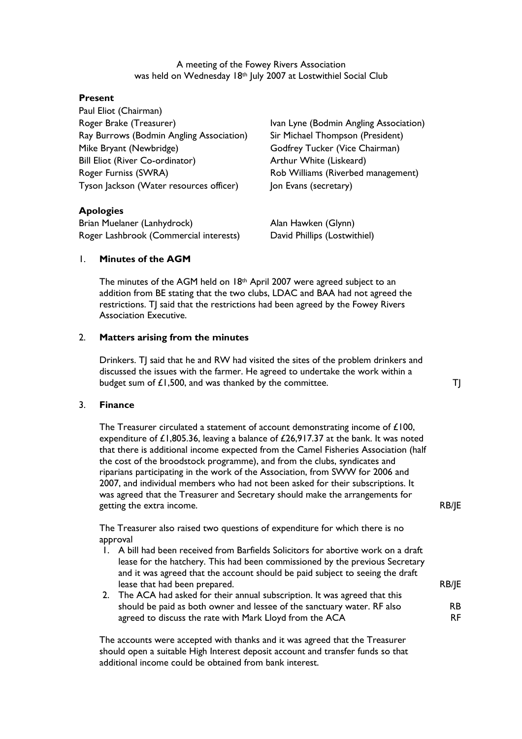A meeting of the Fowey Rivers Association
was held on Wednesday 18th July 2007 at Lostwithiel Social Club

**Present**

Paul Eliot (Chairman)
Roger Brake (Treasurer)
Ray Burrows (Bodmin Angling Association)
Mike Bryant (Newbridge)
Bill Eliot (River Co-ordinator)
Roger Furniss (SWRA)
Tyson Jackson (Water resources officer)
Ivan Lyne (Bodmin Angling Association)
Sir Michael Thompson (President)
Godfrey Tucker (Vice Chairman)
Arthur White (Liskeard)
Rob Williams (Riverbed management)
Jon Evans (secretary)

**Apologies**

Brian Muelaner (Lanhydrock)
Roger Lashbrook (Commercial interests)
Alan Hawken (Glynn)
David Phillips (Lostwithiel)

1. **Minutes of the AGM**

   The minutes of the AGM held on 18th April 2007 were agreed subject to an addition from BE stating that the two clubs, LDAC and BAA had not agreed the restrictions. TJ said that the restrictions had been agreed by the Fowey Rivers Association Executive.

2. **Matters arising from the minutes**

   Drinkers. TJ said that he and RW had visited the sites of the problem drinkers and discussed the issues with the farmer. He agreed to undertake the work within a budget sum of £1,500, and was thanked by the committee. **TJ**

3. **Finance**

   The Treasurer circulated a statement of account demonstrating income of £100, expenditure of £1,805.36, leaving a balance of £26,917.37 at the bank. It was noted that there is additional income expected from the Camel Fisheries Association (half the cost of the broodstock programme), and from the clubs, syndicates and riparians participating in the work of the Association, from SWW for 2006 and 2007, and individual members who had not been asked for their subscriptions. It was agreed that the Treasurer and Secretary should make the arrangements for getting the extra income. **RB/JE**

   The Treasurer also raised two questions of expenditure for which there is no approval

   1. A bill had been received from Barfields Solicitors for abortive work on a draft lease for the hatchery. This had been commissioned by the previous Secretary and it was agreed that the account should be paid subject to seeing the draft lease that had been prepared. **RB/JE**
   2. The ACA had asked for their annual subscription. It was agreed that this should be paid as both owner and lessee of the sanctuary water. RF also agreed to discuss the rate with Mark Lloyd from the ACA **RB** **RF**

   The accounts were accepted with thanks and it was agreed that the Treasurer should open a suitable High Interest deposit account and transfer funds so that additional income could be obtained from bank interest.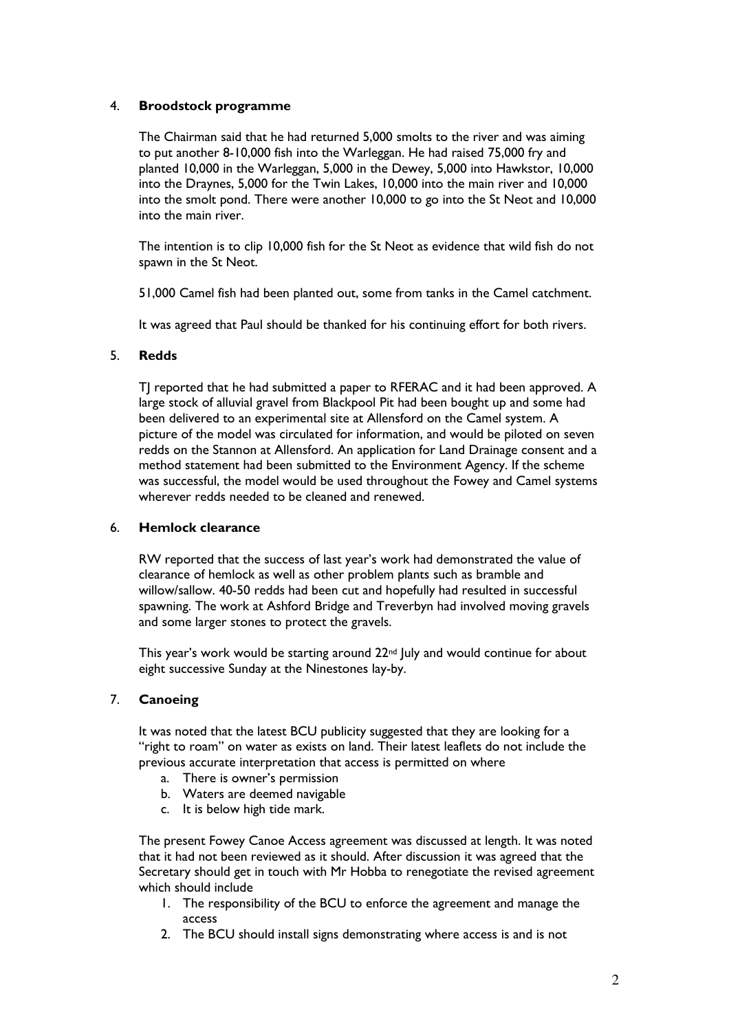4. **Broodstock programme**

   The Chairman said that he had returned 5,000 smolts to the river and was aiming to put another 8-10,000 fish into the Warleggan. He had raised 75,000 fry and planted 10,000 in the Warleggan, 5,000 in the Dewey, 5,000 into Hawkstor, 10,000 into the Draynes, 5,000 for the Twin Lakes, 10,000 into the main river and 10,000 into the smolt pond. There were another 10,000 to go into the St Neot and 10,000 into the main river.

   The intention is to clip 10,000 fish for the St Neot as evidence that wild fish do not spawn in the St Neot.

   51,000 Camel fish had been planted out, some from tanks in the Camel catchment.

   It was agreed that Paul should be thanked for his continuing effort for both rivers.

5. **Redds**

   TJ reported that he had submitted a paper to RFERAC and it had been approved. A large stock of alluvial gravel from Blackpool Pit had been bought up and some had been delivered to an experimental site at Allensford on the Camel system. A picture of the model was circulated for information, and would be piloted on seven redds on the Stannon at Allensford. An application for Land Drainage consent and a method statement had been submitted to the Environment Agency. If the scheme was successful, the model would be used throughout the Fowey and Camel systems wherever redds needed to be cleaned and renewed.

6. **Hemlock clearance**

   RW reported that the success of last year's work had demonstrated the value of clearance of hemlock as well as other problem plants such as bramble and willow/sallow. 40-50 redds had been cut and hopefully had resulted in successful spawning. The work at Ashford Bridge and Treverbyn had involved moving gravels and some larger stones to protect the gravels.

   This year's work would be starting around 22nd July and would continue for about eight successive Sunday at the Ninestones lay-by.

7. **Canoeing**

   It was noted that the latest BCU publicity suggested that they are looking for a "right to roam" on water as exists on land. Their latest leaflets do not include the previous accurate interpretation that access is permitted on where

   a. There is owner's permission
   b. Waters are deemed navigable
   c. It is below high tide mark.

   The present Fowey Canoe Access agreement was discussed at length. It was noted that it had not been reviewed as it should. After discussion it was agreed that the Secretary should get in touch with Mr Hobba to renegotiate the revised agreement which should include

   1. The responsibility of the BCU to enforce the agreement and manage the access
   2. The BCU should install signs demonstrating where access is and is not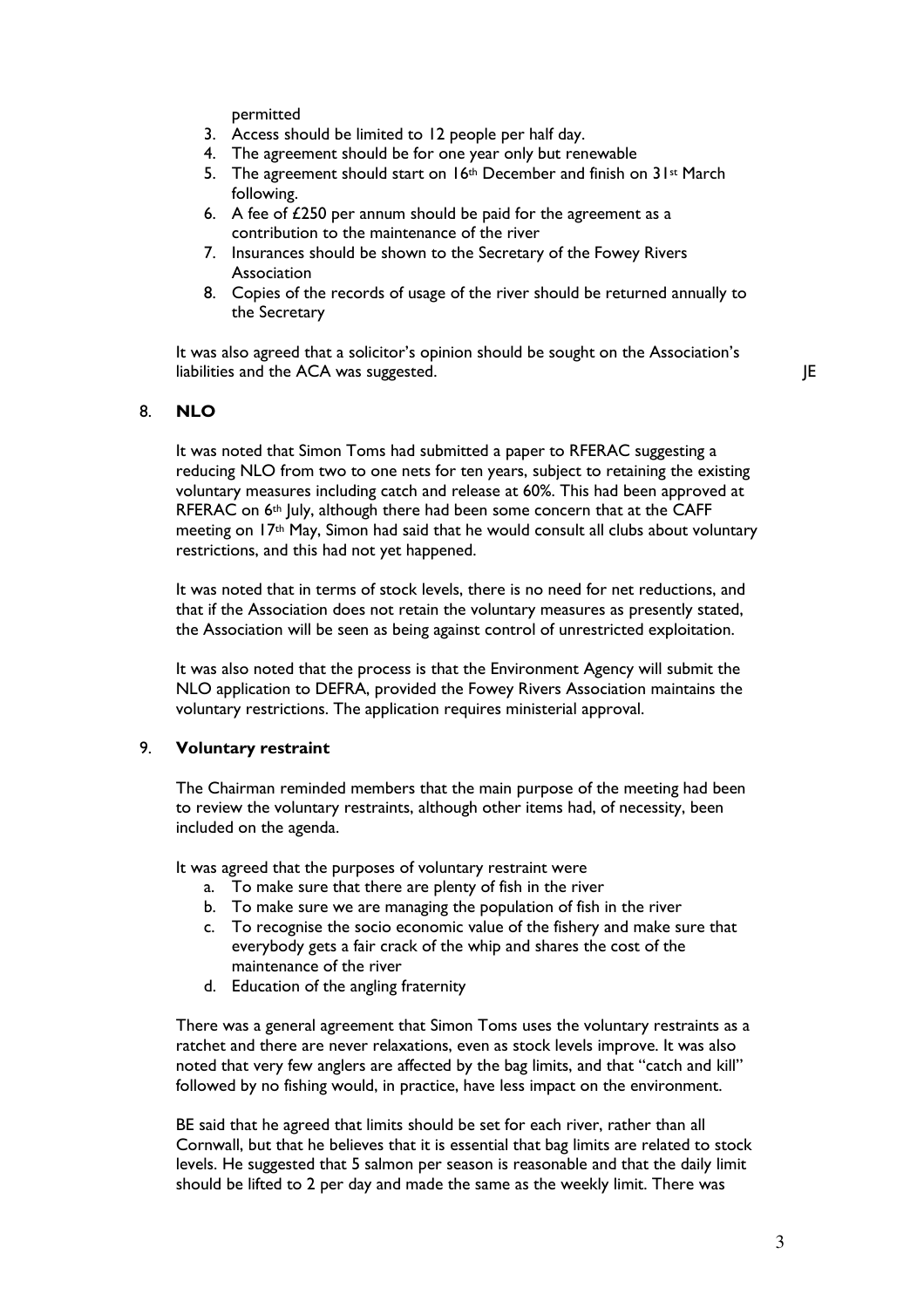permitted

3. Access should be limited to 12 people per half day.
4. The agreement should be for one year only but renewable
5. The agreement should start on 16th December and finish on 31st March following.
6. A fee of £250 per annum should be paid for the agreement as a contribution to the maintenance of the river
7. Insurances should be shown to the Secretary of the Fowey Rivers Association
8. Copies of the records of usage of the river should be returned annually to the Secretary

It was also agreed that a solicitor's opinion should be sought on the Association's liabilities and the ACA was suggested. JE

## 8. NLO

It was noted that Simon Toms had submitted a paper to RFERAC suggesting a reducing NLO from two to one nets for ten years, subject to retaining the existing voluntary measures including catch and release at 60%. This had been approved at RFERAC on 6th July, although there had been some concern that at the CAFF meeting on 17th May, Simon had said that he would consult all clubs about voluntary restrictions, and this had not yet happened.

It was noted that in terms of stock levels, there is no need for net reductions, and that if the Association does not retain the voluntary measures as presently stated, the Association will be seen as being against control of unrestricted exploitation.

It was also noted that the process is that the Environment Agency will submit the NLO application to DEFRA, provided the Fowey Rivers Association maintains the voluntary restrictions. The application requires ministerial approval.

## 9. Voluntary restraint

The Chairman reminded members that the main purpose of the meeting had been to review the voluntary restraints, although other items had, of necessity, been included on the agenda.

It was agreed that the purposes of voluntary restraint were

a. To make sure that there are plenty of fish in the river
b. To make sure we are managing the population of fish in the river
c. To recognise the socio economic value of the fishery and make sure that everybody gets a fair crack of the whip and shares the cost of the maintenance of the river
d. Education of the angling fraternity

There was a general agreement that Simon Toms uses the voluntary restraints as a ratchet and there are never relaxations, even as stock levels improve. It was also noted that very few anglers are affected by the bag limits, and that "catch and kill" followed by no fishing would, in practice, have less impact on the environment.

BE said that he agreed that limits should be set for each river, rather than all Cornwall, but that he believes that it is essential that bag limits are related to stock levels. He suggested that 5 salmon per season is reasonable and that the daily limit should be lifted to 2 per day and made the same as the weekly limit. There was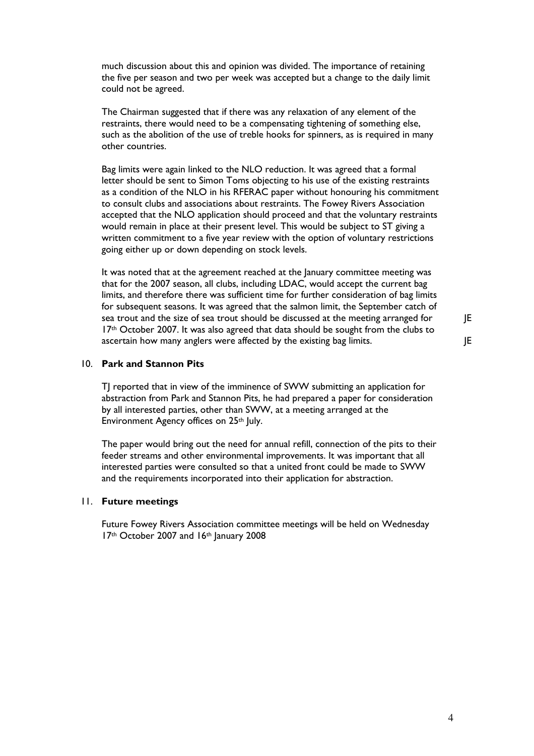much discussion about this and opinion was divided. The importance of retaining the five per season and two per week was accepted but a change to the daily limit could not be agreed.

The Chairman suggested that if there was any relaxation of any element of the restraints, there would need to be a compensating tightening of something else, such as the abolition of the use of treble hooks for spinners, as is required in many other countries.

Bag limits were again linked to the NLO reduction. It was agreed that a formal letter should be sent to Simon Toms objecting to his use of the existing restraints as a condition of the NLO in his RFERAC paper without honouring his commitment to consult clubs and associations about restraints. The Fowey Rivers Association accepted that the NLO application should proceed and that the voluntary restraints would remain in place at their present level. This would be subject to ST giving a written commitment to a five year review with the option of voluntary restrictions going either up or down depending on stock levels.

It was noted that at the agreement reached at the January committee meeting was that for the 2007 season, all clubs, including LDAC, would accept the current bag limits, and therefore there was sufficient time for further consideration of bag limits for subsequent seasons. It was agreed that the salmon limit, the September catch of sea trout and the size of sea trout should be discussed at the meeting arranged for 17th October 2007. It was also agreed that data should be sought from the clubs to ascertain how many anglers were affected by the existing bag limits.

JE

JE

10. **Park and Stannon Pits**

TJ reported that in view of the imminence of SWW submitting an application for abstraction from Park and Stannon Pits, he had prepared a paper for consideration by all interested parties, other than SWW, at a meeting arranged at the Environment Agency offices on 25th July.

The paper would bring out the need for annual refill, connection of the pits to their feeder streams and other environmental improvements. It was important that all interested parties were consulted so that a united front could be made to SWW and the requirements incorporated into their application for abstraction.

11. **Future meetings**

Future Fowey Rivers Association committee meetings will be held on Wednesday 17th October 2007 and 16th January 2008